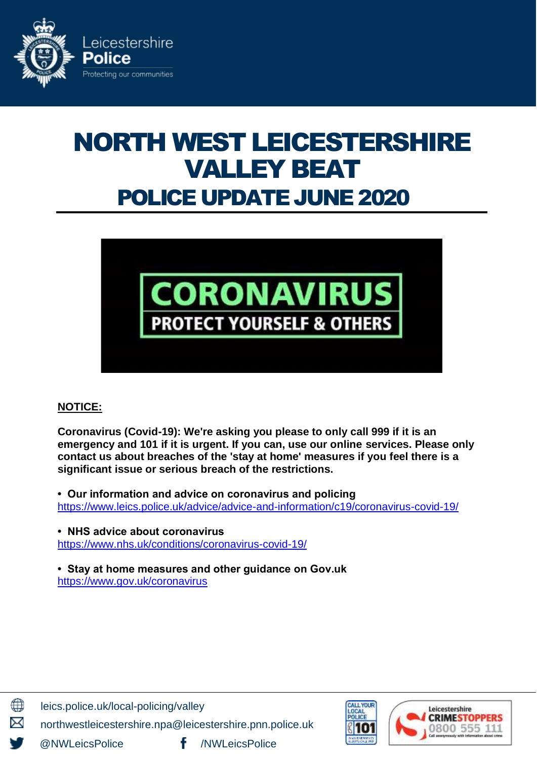Leicestershire Police
Protecting our communities

# NORTH WEST LEICESTERSHIRE VALLEY BEAT

## POLICE UPDATE JUNE 2020

CORONAVIRUS
PROTECT YOURSELF & OTHERS

**NOTICE:**

**Coronavirus (Covid-19): We're asking you please to only call 999 if it is an emergency and 101 if it is urgent. If you can, use our online services. Please only contact us about breaches of the 'stay at home' measures if you feel there is a significant issue or serious breach of the restrictions.**

- **Our information and advice on coronavirus and policing**
  https://www.leics.police.uk/advice/advice-and-information/c19/coronavirus-covid-19/

- **NHS advice about coronavirus**
  https://www.nhs.uk/conditions/coronavirus-covid-19/

- **Stay at home measures and other guidance on Gov.uk**
  https://www.gov.uk/coronavirus

leics.police.uk/local-policing/valley
northwestleicestershire.npa@leicestershire.pnn.police.uk
@NWLeicsPolice /NWLeicsPolice

Call your local police 101

Leicestershire Crimestoppers 0800 555 111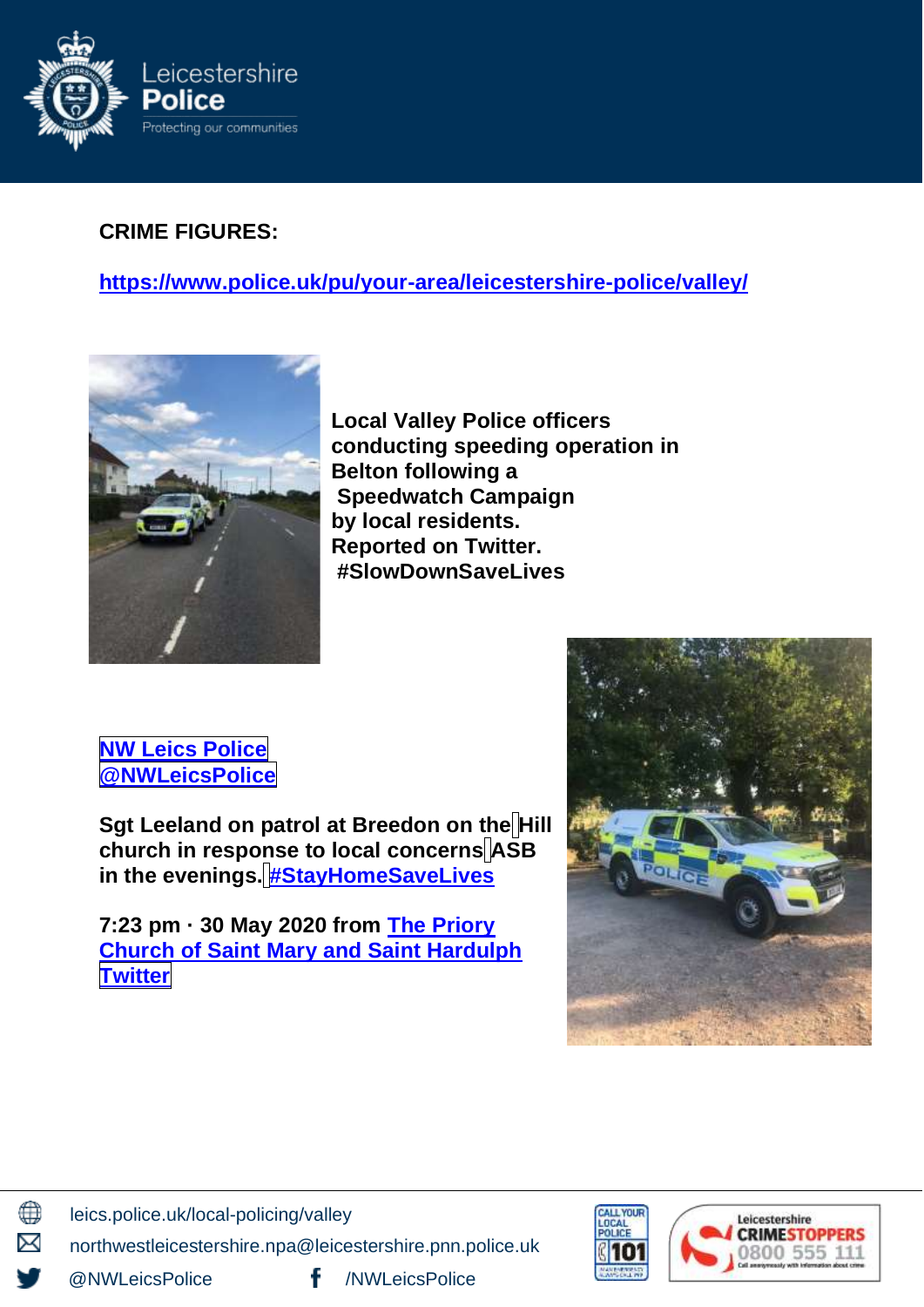**CRIME FIGURES:**

**https://www.police.uk/pu/your-area/leicestershire-police/valley/**

**Local Valley Police officers conducting speeding operation in Belton following a Speedwatch Campaign by local residents. Reported on Twitter. #SlowDownSaveLives**

**NW Leics Police**
**@NWLeicsPolice**

**Sgt Leeland on patrol at Breedon on the Hill church in response to local concerns ASB in the evenings. #StayHomeSaveLives**

**7:23 pm · 30 May 2020 from The Priory Church of Saint Mary and Saint Hardulph Twitter**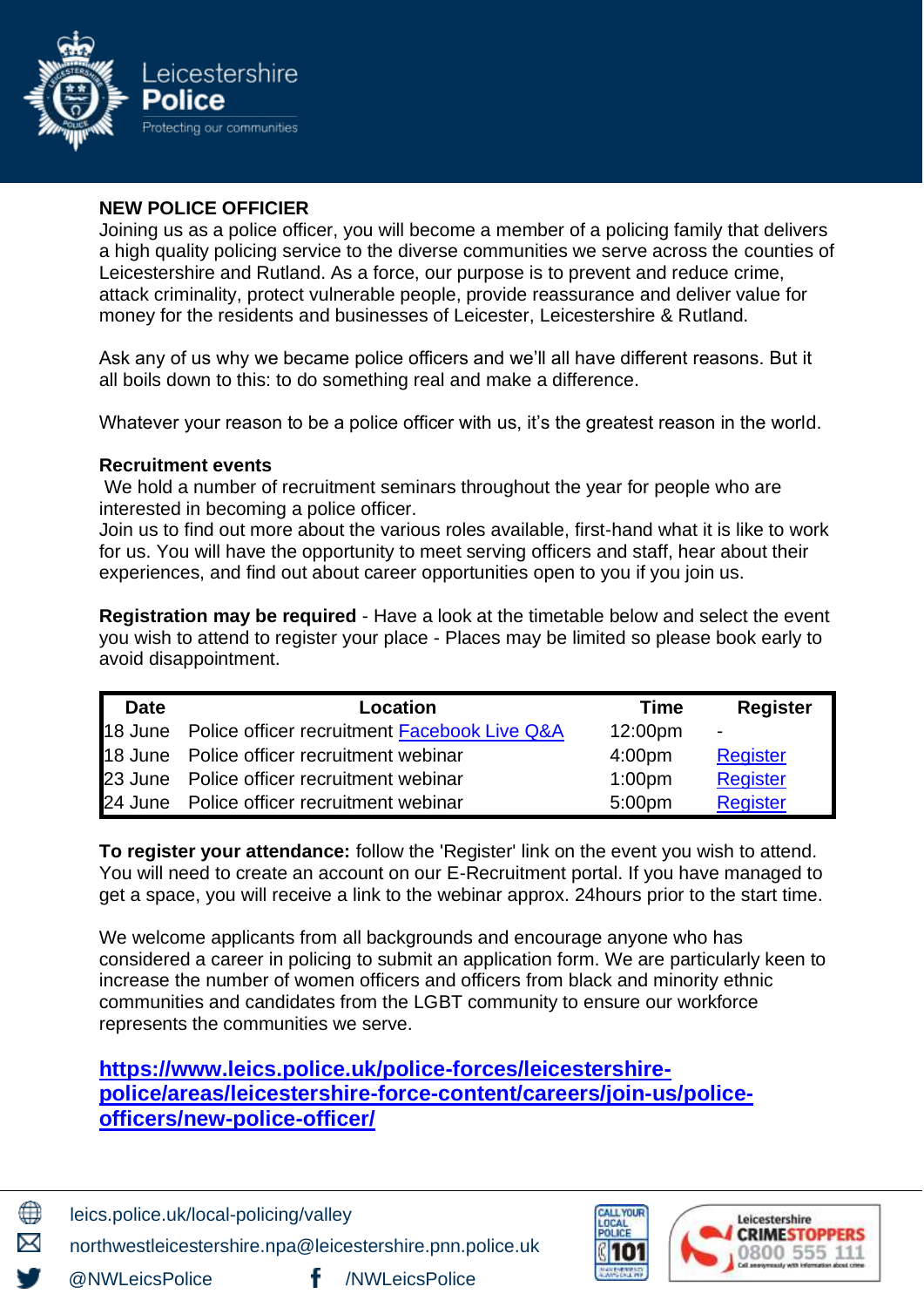**NEW POLICE OFFICIER**

Joining us as a police officer, you will become a member of a policing family that delivers a high quality policing service to the diverse communities we serve across the counties of Leicestershire and Rutland. As a force, our purpose is to prevent and reduce crime, attack criminality, protect vulnerable people, provide reassurance and deliver value for money for the residents and businesses of Leicester, Leicestershire & Rutland.

Ask any of us why we became police officers and we'll all have different reasons. But it all boils down to this: to do something real and make a difference.

Whatever your reason to be a police officer with us, it's the greatest reason in the world.

**Recruitment events**

We hold a number of recruitment seminars throughout the year for people who are interested in becoming a police officer.
Join us to find out more about the various roles available, first-hand what it is like to work for us. You will have the opportunity to meet serving officers and staff, hear about their experiences, and find out about career opportunities open to you if you join us.

**Registration may be required** - Have a look at the timetable below and select the event you wish to attend to register your place - Places may be limited so please book early to avoid disappointment.

| Date | Location | Time | Register |
|---|---|---|---|
| 18 June | Police officer recruitment Facebook Live Q&A | 12:00pm | - |
| 18 June | Police officer recruitment webinar | 4:00pm | Register |
| 23 June | Police officer recruitment webinar | 1:00pm | Register |
| 24 June | Police officer recruitment webinar | 5:00pm | Register |

**To register your attendance:** follow the 'Register' link on the event you wish to attend. You will need to create an account on our E-Recruitment portal. If you have managed to get a space, you will receive a link to the webinar approx. 24hours prior to the start time.

We welcome applicants from all backgrounds and encourage anyone who has considered a career in policing to submit an application form. We are particularly keen to increase the number of women officers and officers from black and minority ethnic communities and candidates from the LGBT community to ensure our workforce represents the communities we serve.

**https://www.leics.police.uk/police-forces/leicestershire-police/areas/leicestershire-force-content/careers/join-us/police-officers/new-police-officer/**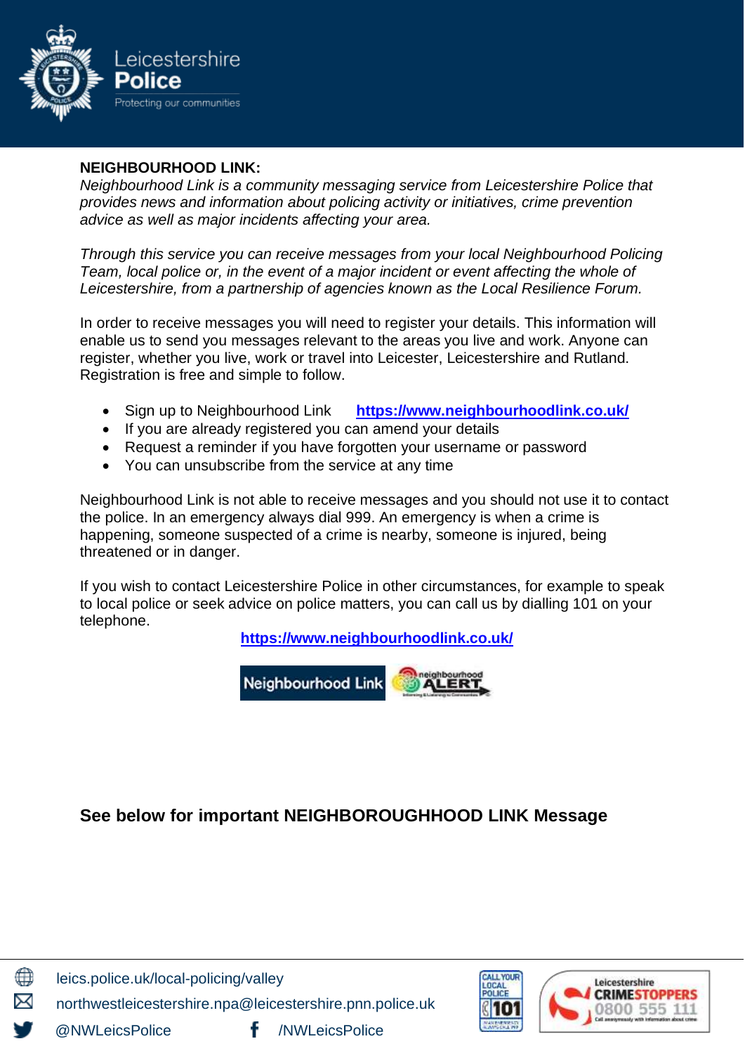**NEIGHBOURHOOD LINK:**

*Neighbourhood Link is a community messaging service from Leicestershire Police that provides news and information about policing activity or initiatives, crime prevention advice as well as major incidents affecting your area.*

*Through this service you can receive messages from your local Neighbourhood Policing Team, local police or, in the event of a major incident or event affecting the whole of Leicestershire, from a partnership of agencies known as the Local Resilience Forum.*

In order to receive messages you will need to register your details. This information will enable us to send you messages relevant to the areas you live and work. Anyone can register, whether you live, work or travel into Leicester, Leicestershire and Rutland. Registration is free and simple to follow.

- Sign up to Neighbourhood Link **https://www.neighbourhoodlink.co.uk/**
- If you are already registered you can amend your details
- Request a reminder if you have forgotten your username or password
- You can unsubscribe from the service at any time

Neighbourhood Link is not able to receive messages and you should not use it to contact the police. In an emergency always dial 999. An emergency is when a crime is happening, someone suspected of a crime is nearby, someone is injured, being threatened or in danger.

If you wish to contact Leicestershire Police in other circumstances, for example to speak to local police or seek advice on police matters, you can call us by dialling 101 on your telephone.

**https://www.neighbourhoodlink.co.uk/**

**See below for important NEIGHBOROUGHHOOD LINK Message**

leics.police.uk/local-policing/valley

northwestleicestershire.npa@leicestershire.pnn.police.uk

@NWLeicsPolice /NWLeicsPolice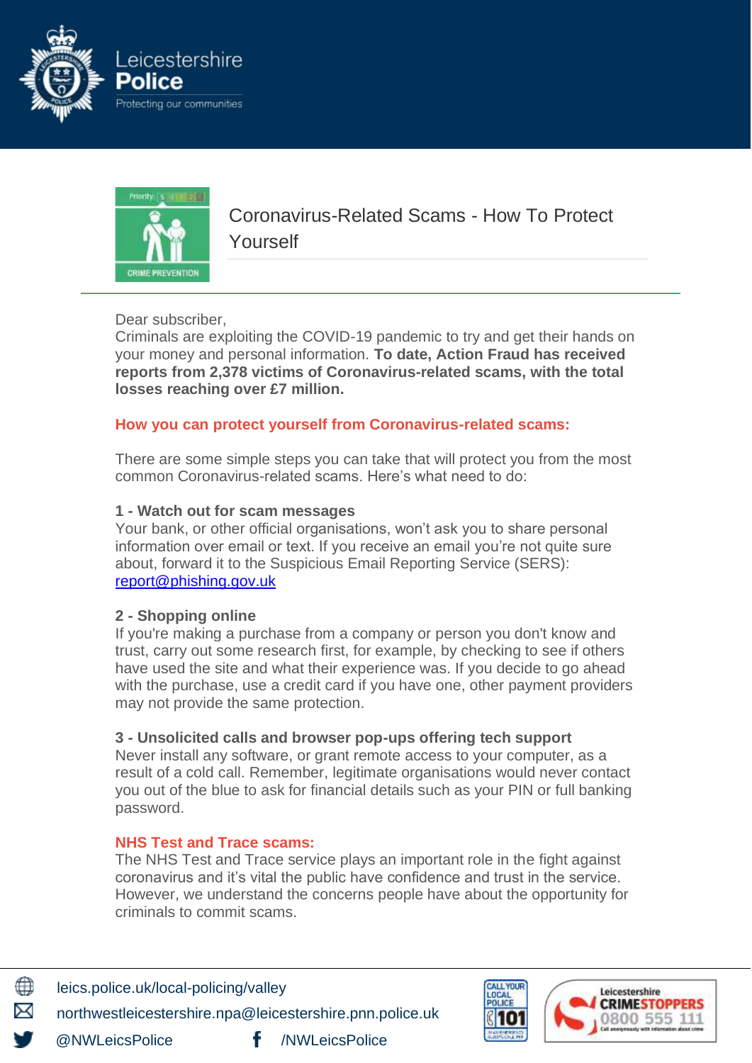Leicestershire Police
Protecting our communities

# Coronavirus-Related Scams - How To Protect Yourself

Dear subscriber,
Criminals are exploiting the COVID-19 pandemic to try and get their hands on your money and personal information. **To date, Action Fraud has received reports from 2,378 victims of Coronavirus-related scams, with the total losses reaching over £7 million.**

## How you can protect yourself from Coronavirus-related scams:

There are some simple steps you can take that will protect you from the most common Coronavirus-related scams. Here's what need to do:

**1 - Watch out for scam messages**
Your bank, or other official organisations, won't ask you to share personal information over email or text. If you receive an email you're not quite sure about, forward it to the Suspicious Email Reporting Service (SERS): report@phishing.gov.uk

**2 - Shopping online**
If you're making a purchase from a company or person you don't know and trust, carry out some research first, for example, by checking to see if others have used the site and what their experience was. If you decide to go ahead with the purchase, use a credit card if you have one, other payment providers may not provide the same protection.

**3 - Unsolicited calls and browser pop-ups offering tech support**
Never install any software, or grant remote access to your computer, as a result of a cold call. Remember, legitimate organisations would never contact you out of the blue to ask for financial details such as your PIN or full banking password.

## NHS Test and Trace scams:

The NHS Test and Trace service plays an important role in the fight against coronavirus and it's vital the public have confidence and trust in the service. However, we understand the concerns people have about the opportunity for criminals to commit scams.

leics.police.uk/local-policing/valley
northwestleicestershire.npa@leicestershire.pnn.police.uk
@NWLeicsPolice /NWLeicsPolice

CALL YOUR LOCAL POLICE 101

Leicestershire CRIMESTOPPERS 0800 555 111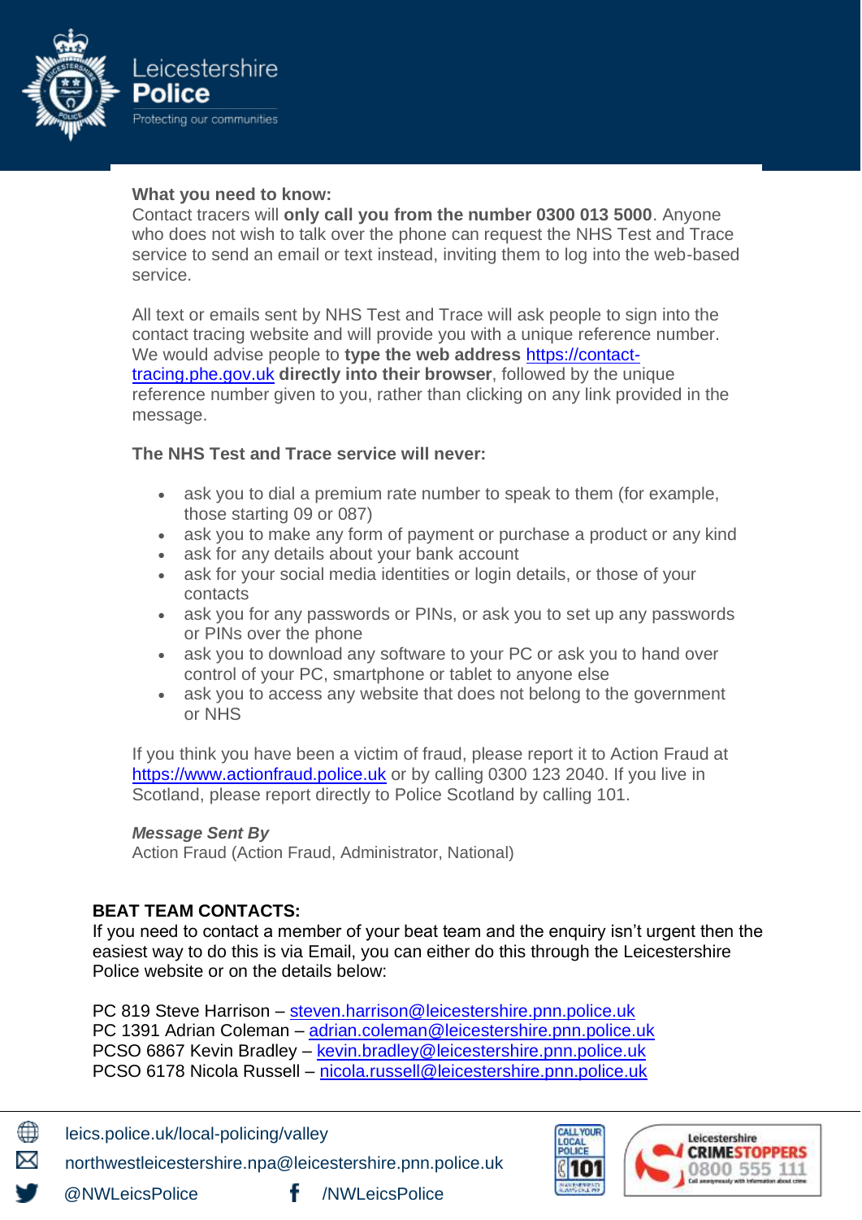**What you need to know:**
Contact tracers will **only call you from the number 0300 013 5000**. Anyone who does not wish to talk over the phone can request the NHS Test and Trace service to send an email or text instead, inviting them to log into the web-based service.

All text or emails sent by NHS Test and Trace will ask people to sign into the contact tracing website and will provide you with a unique reference number. We would advise people to **type the web address** https://contact-tracing.phe.gov.uk **directly into their browser**, followed by the unique reference number given to you, rather than clicking on any link provided in the message.

**The NHS Test and Trace service will never:**

- ask you to dial a premium rate number to speak to them (for example, those starting 09 or 087)
- ask you to make any form of payment or purchase a product or any kind
- ask for any details about your bank account
- ask for your social media identities or login details, or those of your contacts
- ask you for any passwords or PINs, or ask you to set up any passwords or PINs over the phone
- ask you to download any software to your PC or ask you to hand over control of your PC, smartphone or tablet to anyone else
- ask you to access any website that does not belong to the government or NHS

If you think you have been a victim of fraud, please report it to Action Fraud at https://www.actionfraud.police.uk or by calling 0300 123 2040. If you live in Scotland, please report directly to Police Scotland by calling 101.

***Message Sent By***
Action Fraud (Action Fraud, Administrator, National)

**BEAT TEAM CONTACTS:**
If you need to contact a member of your beat team and the enquiry isn't urgent then the easiest way to do this is via Email, you can either do this through the Leicestershire Police website or on the details below:

PC 819 Steve Harrison – steven.harrison@leicestershire.pnn.police.uk
PC 1391 Adrian Coleman – adrian.coleman@leicestershire.pnn.police.uk
PCSO 6867 Kevin Bradley – kevin.bradley@leicestershire.pnn.police.uk
PCSO 6178 Nicola Russell – nicola.russell@leicestershire.pnn.police.uk

leics.police.uk/local-policing/valley
northwestleicestershire.npa@leicestershire.pnn.police.uk
@NWLeicsPolice /NWLeicsPolice